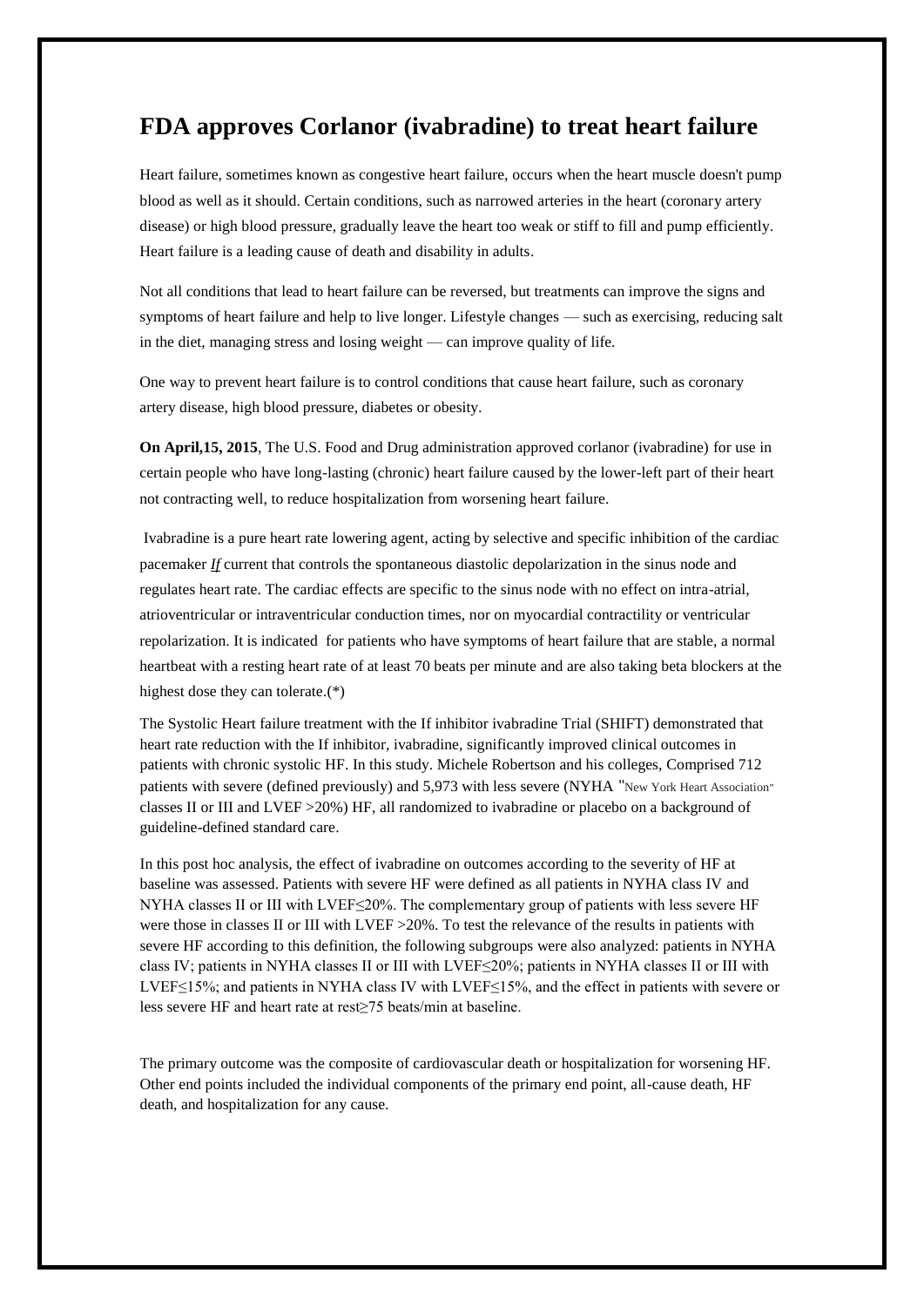# FDA approves Corlanor (ivabradine) to treat heart failure

Heart failure, sometimes known as congestive heart failure, occurs when the heart muscle doesn't pump blood as well as it should. Certain conditions, such as narrowed arteries in the heart (coronary artery disease) or high blood pressure, gradually leave the heart too weak or stiff to fill and pump efficiently. Heart failure is a leading cause of death and disability in adults.

Not all conditions that lead to heart failure can be reversed, but treatments can improve the signs and symptoms of heart failure and help to live longer. Lifestyle changes — such as exercising, reducing salt in the diet, managing stress and losing weight — can improve quality of life.

One way to prevent heart failure is to control conditions that cause heart failure, such as coronary artery disease, high blood pressure, diabetes or obesity.

**On April,15, 2015**, The U.S. Food and Drug administration approved corlanor (ivabradine) for use in certain people who have long-lasting (chronic) heart failure caused by the lower-left part of their heart not contracting well, to reduce hospitalization from worsening heart failure.

Ivabradine is a pure heart rate lowering agent, acting by selective and specific inhibition of the cardiac pacemaker *If* current that controls the spontaneous diastolic depolarization in the sinus node and regulates heart rate. The cardiac effects are specific to the sinus node with no effect on intra-atrial, atrioventricular or intraventricular conduction times, nor on myocardial contractility or ventricular repolarization. It is indicated for patients who have symptoms of heart failure that are stable, a normal heartbeat with a resting heart rate of at least 70 beats per minute and are also taking beta blockers at the highest dose they can tolerate.(*)

The Systolic Heart failure treatment with the If inhibitor ivabradine Trial (SHIFT) demonstrated that heart rate reduction with the If inhibitor, ivabradine, significantly improved clinical outcomes in patients with chronic systolic HF. In this study. Michele Robertson and his colleges, Comprised 712 patients with severe (defined previously) and 5,973 with less severe (NYHA "New York Heart Association" classes II or III and LVEF >20%) HF, all randomized to ivabradine or placebo on a background of guideline-defined standard care.

In this post hoc analysis, the effect of ivabradine on outcomes according to the severity of HF at baseline was assessed. Patients with severe HF were defined as all patients in NYHA class IV and NYHA classes II or III with LVEF≤20%. The complementary group of patients with less severe HF were those in classes II or III with LVEF >20%. To test the relevance of the results in patients with severe HF according to this definition, the following subgroups were also analyzed: patients in NYHA class IV; patients in NYHA classes II or III with LVEF≤20%; patients in NYHA classes II or III with LVEF≤15%; and patients in NYHA class IV with LVEF≤15%, and the effect in patients with severe or less severe HF and heart rate at rest≥75 beats/min at baseline.

The primary outcome was the composite of cardiovascular death or hospitalization for worsening HF. Other end points included the individual components of the primary end point, all-cause death, HF death, and hospitalization for any cause.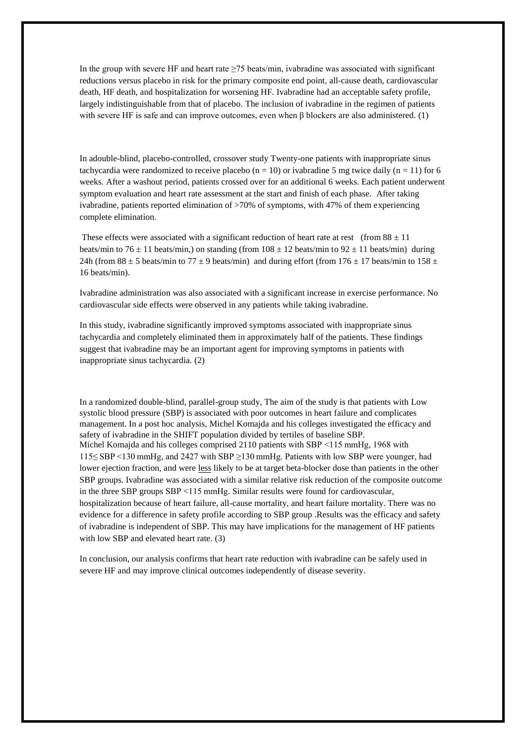In the group with severe HF and heart rate ≥75 beats/min, ivabradine was associated with significant reductions versus placebo in risk for the primary composite end point, all-cause death, cardiovascular death, HF death, and hospitalization for worsening HF. Ivabradine had an acceptable safety profile, largely indistinguishable from that of placebo. The inclusion of ivabradine in the regimen of patients with severe HF is safe and can improve outcomes, even when β blockers are also administered. (1)

In adouble-blind, placebo-controlled, crossover study Twenty-one patients with inappropriate sinus tachycardia were randomized to receive placebo ($n = 10$) or ivabradine 5 mg twice daily ($n = 11$) for 6 weeks. After a washout period, patients crossed over for an additional 6 weeks. Each patient underwent symptom evaluation and heart rate assessment at the start and finish of each phase. After taking ivabradine, patients reported elimination of >70% of symptoms, with 47% of them experiencing complete elimination.

These effects were associated with a significant reduction of heart rate at rest (from $88 \pm 11$ beats/min to $76 \pm 11$ beats/min,) on standing (from $108 \pm 12$ beats/min to $92 \pm 11$ beats/min) during 24h (from $88 \pm 5$ beats/min to $77 \pm 9$ beats/min) and during effort (from $176 \pm 17$ beats/min to $158 \pm 16$ beats/min).

Ivabradine administration was also associated with a significant increase in exercise performance. No cardiovascular side effects were observed in any patients while taking ivabradine.

In this study, ivabradine significantly improved symptoms associated with inappropriate sinus tachycardia and completely eliminated them in approximately half of the patients. These findings suggest that ivabradine may be an important agent for improving symptoms in patients with inappropriate sinus tachycardia. (2)

In a randomized double-blind, parallel-group study, The aim of the study is that patients with Low systolic blood pressure (SBP) is associated with poor outcomes in heart failure and complicates management. In a post hoc analysis, Michel Komajda and his colleges investigated the efficacy and safety of ivabradine in the SHIFT population divided by tertiles of baseline SBP.
Michel Komajda and his colleges comprised 2110 patients with SBP <115 mmHg, 1968 with 115≤ SBP <130 mmHg, and 2427 with SBP ≥130 mmHg. Patients with low SBP were younger, had lower ejection fraction, and were less likely to be at target beta-blocker dose than patients in the other SBP groups. Ivabradine was associated with a similar relative risk reduction of the composite outcome in the three SBP groups SBP <115 mmHg. Similar results were found for cardiovascular, hospitalization because of heart failure, all-cause mortality, and heart failure mortality. There was no evidence for a difference in safety profile according to SBP group .Results was the efficacy and safety of ivabradine is independent of SBP. This may have implications for the management of HF patients with low SBP and elevated heart rate. (3)

In conclusion, our analysis confirms that heart rate reduction with ivabradine can be safely used in severe HF and may improve clinical outcomes independently of disease severity.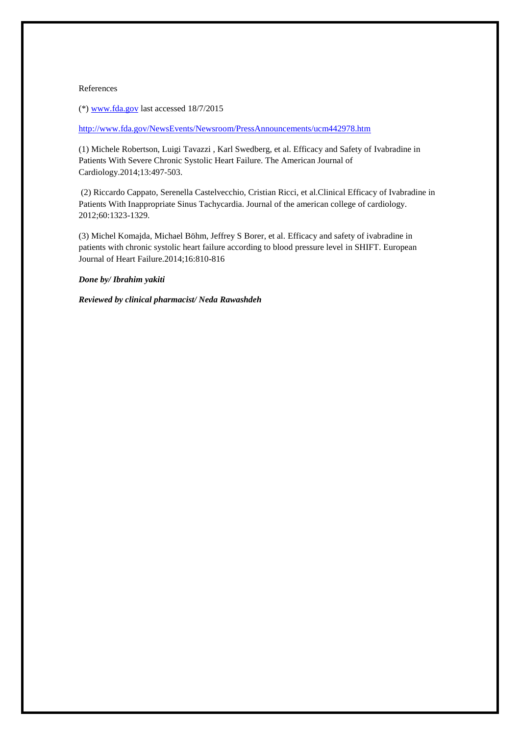References

(*) www.fda.gov last accessed 18/7/2015

http://www.fda.gov/NewsEvents/Newsroom/PressAnnouncements/ucm442978.htm

(1) Michele Robertson, Luigi Tavazzi , Karl Swedberg, et al. Efficacy and Safety of Ivabradine in Patients With Severe Chronic Systolic Heart Failure. The American Journal of Cardiology.2014;13:497-503.

(2) Riccardo Cappato, Serenella Castelvecchio, Cristian Ricci, et al.Clinical Efficacy of Ivabradine in Patients With Inappropriate Sinus Tachycardia. Journal of the american college of cardiology. 2012;60:1323-1329.

(3) Michel Komajda, Michael Böhm, Jeffrey S Borer, et al. Efficacy and safety of ivabradine in patients with chronic systolic heart failure according to blood pressure level in SHIFT. European Journal of Heart Failure.2014;16:810-816

***Done by/ Ibrahim yakiti***

***Reviewed by clinical pharmacist/ Neda Rawashdeh***